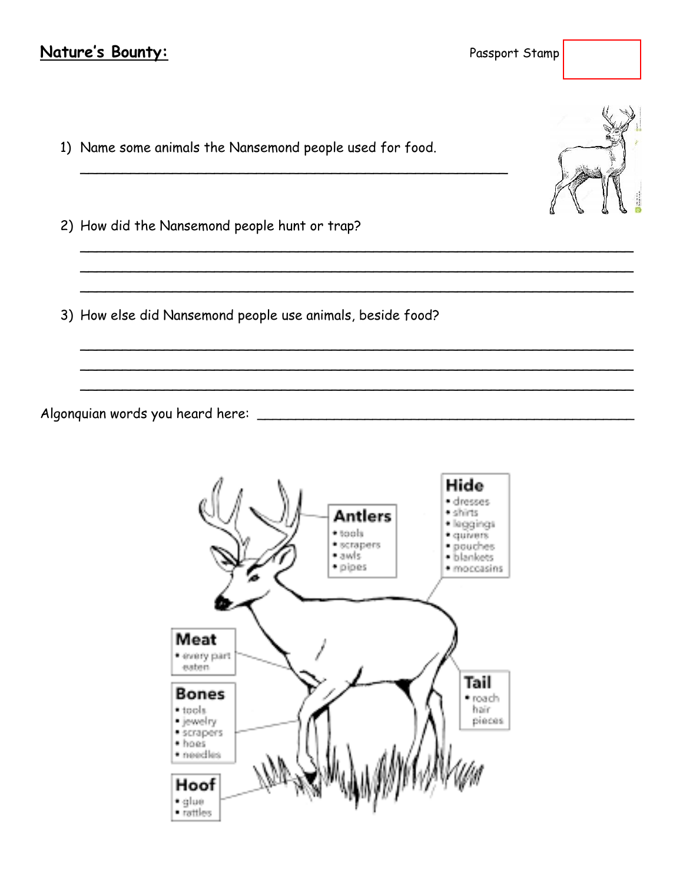# **Nature's Bounty:**

Passport Stamp

1) Name some animals the Nansemond people used for food.

_______________________________________________

2) How did the Nansemond people hunt or trap?

_______________________________________________
_______________________________________________
_______________________________________________

3) How else did Nansemond people use animals, beside food?

_______________________________________________
_______________________________________________
_______________________________________________

Algonquian words you heard here: _______________________________

**Antlers**
- tools
- scrapers
- awls
- pipes

**Hide**
- dresses
- shirts
- leggings
- quivers
- pouches
- blankets
- moccasins

**Meat**
- every part eaten

**Bones**
- tools
- jewelry
- scrapers
- hoes
- needles

**Tail**
- roach hair pieces

**Hoof**
- glue
- rattles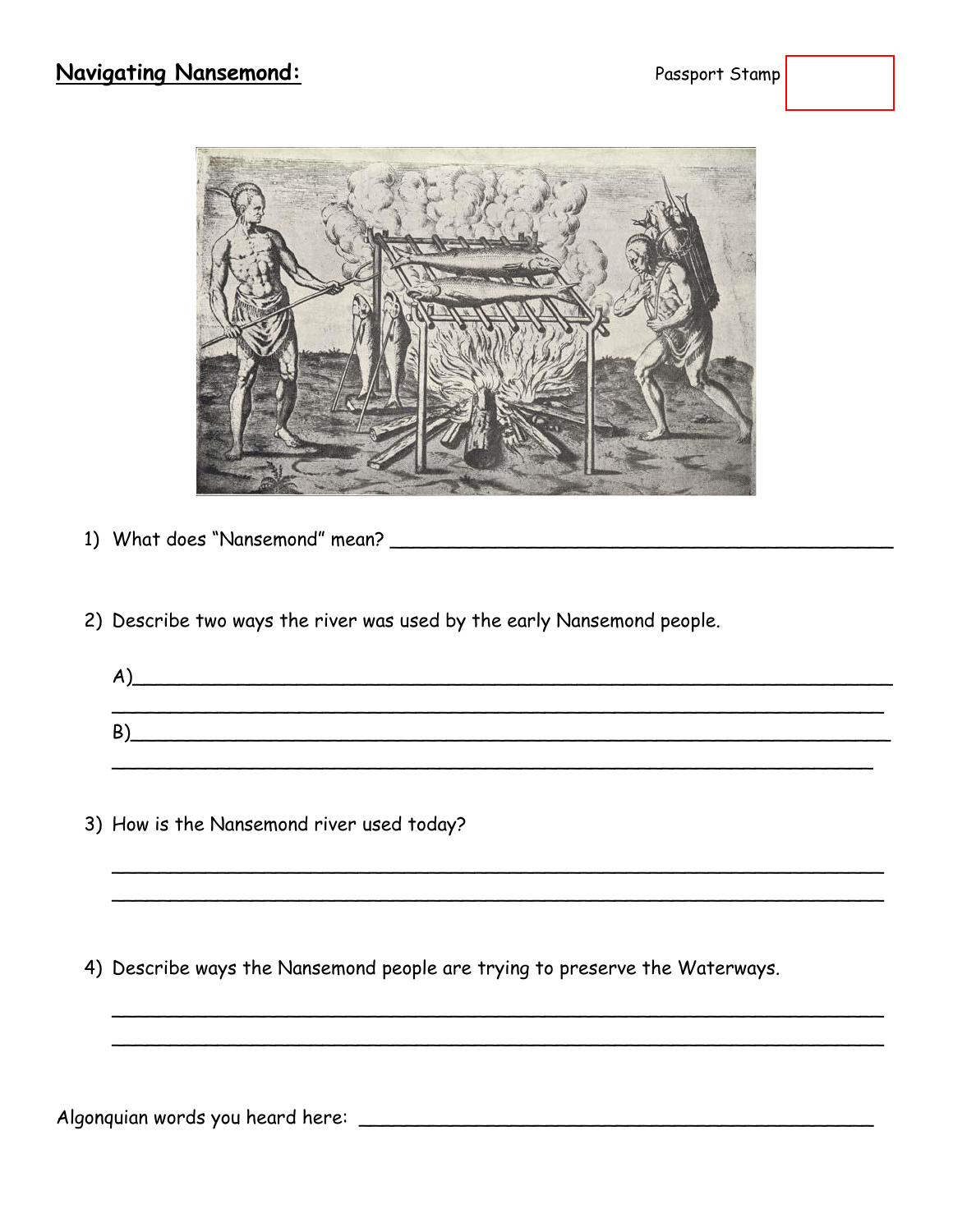**Navigating Nansemond:**

Passport Stamp

1) What does "Nansemond" mean? ______________________________________________

2) Describe two ways the river was used by the early Nansemond people.

   A)_______________________________________________________________
   _______________________________________________________________

   B)_______________________________________________________________
   _______________________________________________________________

3) How is the Nansemond river used today?

   _______________________________________________________________
   _______________________________________________________________

4) Describe ways the Nansemond people are trying to preserve the Waterways.

   _______________________________________________________________
   _______________________________________________________________

Algonquian words you heard here: ______________________________________________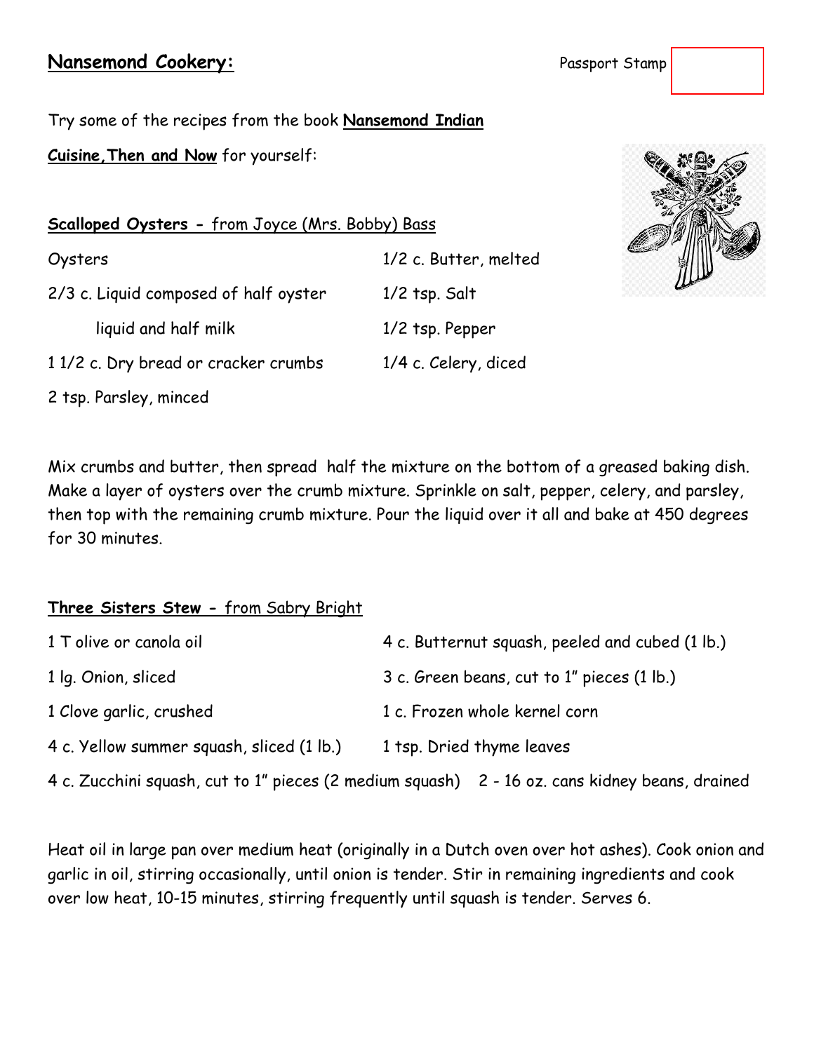## **Nansemond Cookery:**

Passport Stamp

Try some of the recipes from the book **Nansemond Indian Cuisine, Then and Now** for yourself:

### **Scalloped Oysters -** from Joyce (Mrs. Bobby) Bass

- Oysters
- 2/3 c. Liquid composed of half oyster liquid and half milk
- 1 1/2 c. Dry bread or cracker crumbs
- 2 tsp. Parsley, minced
- 1/2 c. Butter, melted
- 1/2 tsp. Salt
- 1/2 tsp. Pepper
- 1/4 c. Celery, diced

Mix crumbs and butter, then spread half the mixture on the bottom of a greased baking dish. Make a layer of oysters over the crumb mixture. Sprinkle on salt, pepper, celery, and parsley, then top with the remaining crumb mixture. Pour the liquid over it all and bake at 450 degrees for 30 minutes.

### **Three Sisters Stew -** from Sabry Bright

- 1 T olive or canola oil
- 1 lg. Onion, sliced
- 1 Clove garlic, crushed
- 4 c. Yellow summer squash, sliced (1 lb.)
- 4 c. Zucchini squash, cut to 1" pieces (2 medium squash)
- 4 c. Butternut squash, peeled and cubed (1 lb.)
- 3 c. Green beans, cut to 1" pieces (1 lb.)
- 1 c. Frozen whole kernel corn
- 1 tsp. Dried thyme leaves
- 2 - 16 oz. cans kidney beans, drained

Heat oil in large pan over medium heat (originally in a Dutch oven over hot ashes). Cook onion and garlic in oil, stirring occasionally, until onion is tender. Stir in remaining ingredients and cook over low heat, 10-15 minutes, stirring frequently until squash is tender. Serves 6.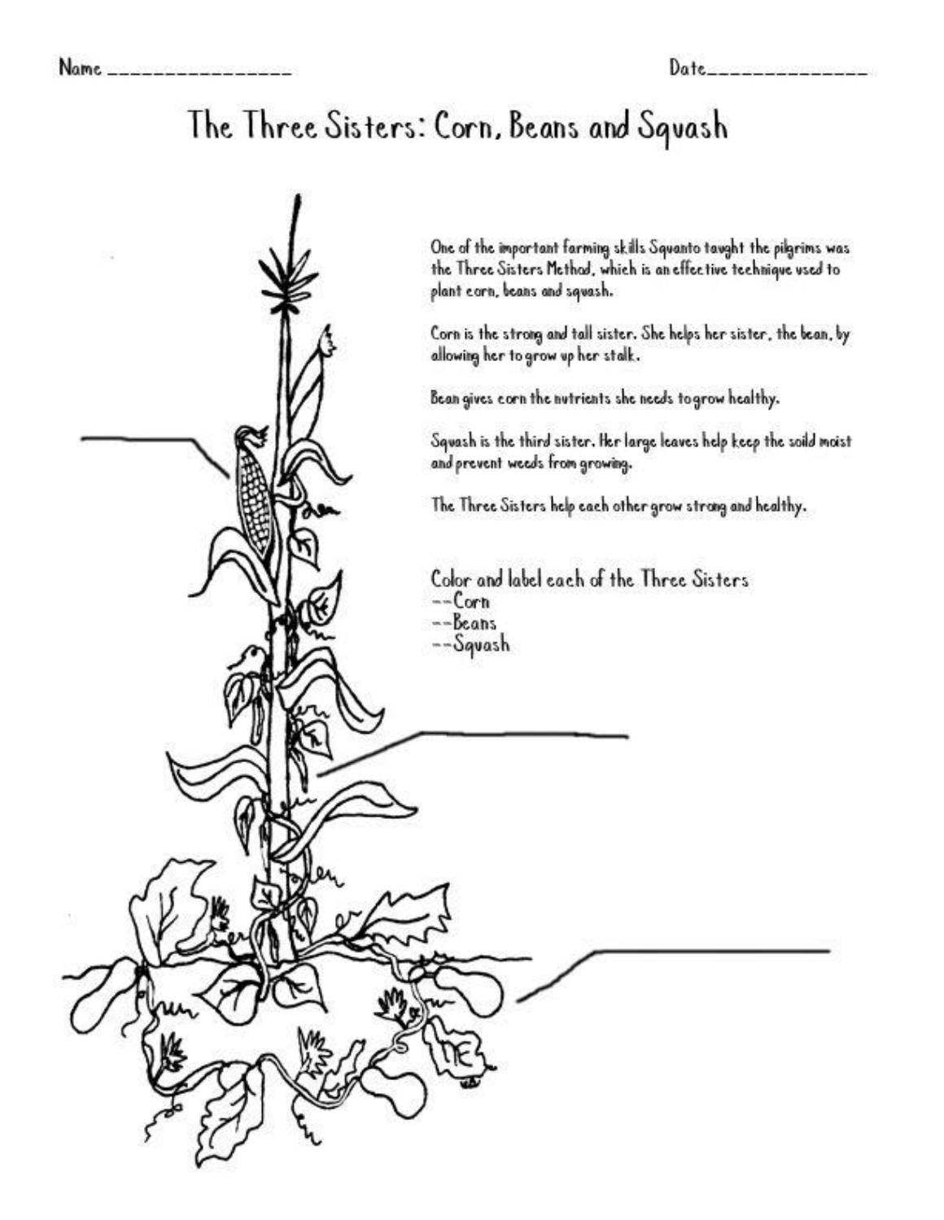Name ________________ Date______________

# The Three Sisters: Corn, Beans and Squash

One of the important farming skills Squanto taught the pilgrims was the Three Sisters Method, which is an effective technique used to plant corn, beans and squash.

Corn is the strong and tall sister. She helps her sister, the bean, by allowing her to grow up her stalk.

Bean gives corn the nutrients she needs to grow healthy.

Squash is the third sister. Her large leaves help keep the soild moist and prevent weeds from growing.

The Three Sisters help each other grow strong and healthy.

Color and label each of the Three Sisters
--Corn
--Beans
--Squash